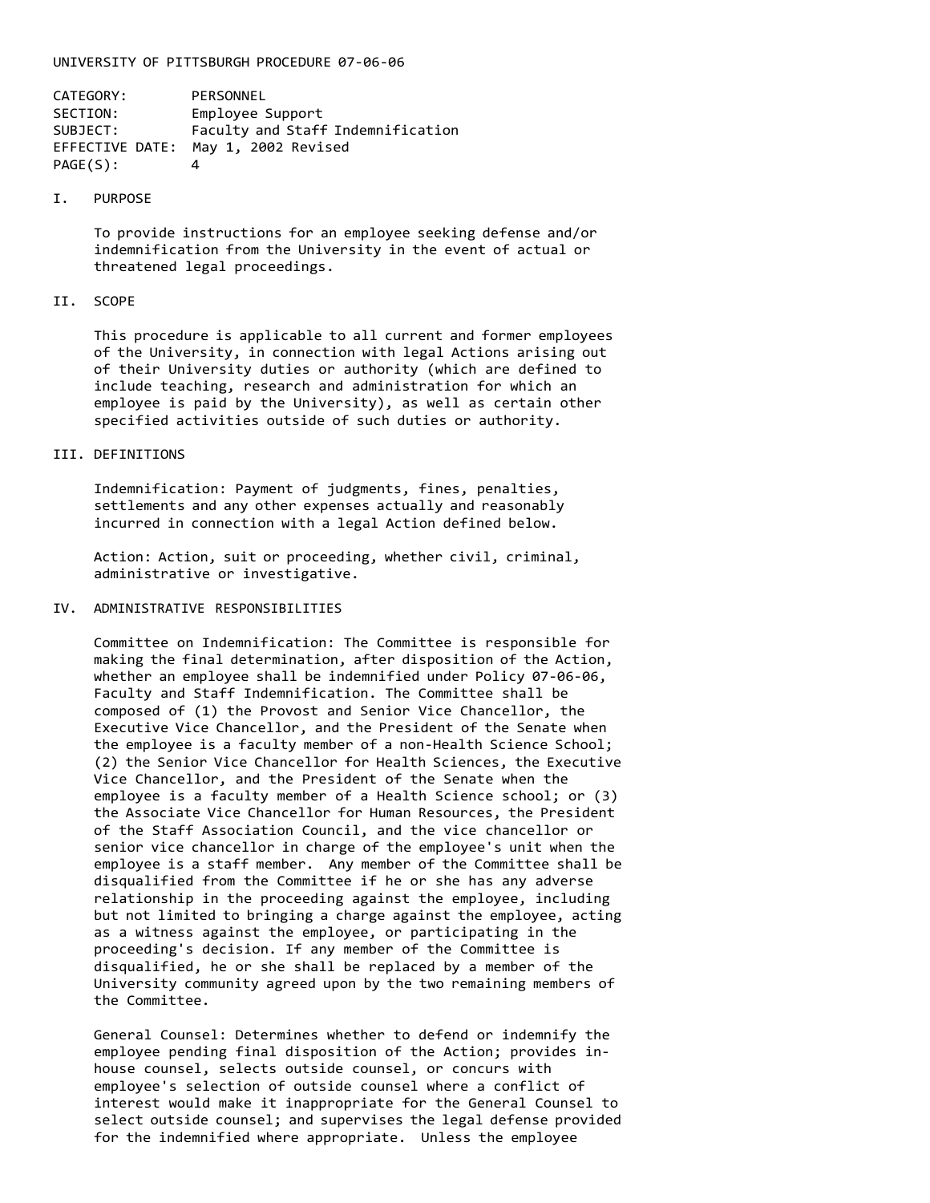UNIVERSITY OF PITTSBURGH PROCEDURE 07-06-06

CATEGORY: PERSONNEL
SECTION: Employee Support
SUBJECT: Faculty and Staff Indemnification
EFFECTIVE DATE: May 1, 2002 Revised
PAGE(S): 4

## I. PURPOSE

To provide instructions for an employee seeking defense and/or indemnification from the University in the event of actual or threatened legal proceedings.

## II. SCOPE

This procedure is applicable to all current and former employees of the University, in connection with legal Actions arising out of their University duties or authority (which are defined to include teaching, research and administration for which an employee is paid by the University), as well as certain other specified activities outside of such duties or authority.

## III. DEFINITIONS

Indemnification: Payment of judgments, fines, penalties, settlements and any other expenses actually and reasonably incurred in connection with a legal Action defined below.

Action: Action, suit or proceeding, whether civil, criminal, administrative or investigative.

## IV. ADMINISTRATIVE RESPONSIBILITIES

Committee on Indemnification: The Committee is responsible for making the final determination, after disposition of the Action, whether an employee shall be indemnified under Policy 07-06-06, Faculty and Staff Indemnification. The Committee shall be composed of (1) the Provost and Senior Vice Chancellor, the Executive Vice Chancellor, and the President of the Senate when the employee is a faculty member of a non-Health Science School; (2) the Senior Vice Chancellor for Health Sciences, the Executive Vice Chancellor, and the President of the Senate when the employee is a faculty member of a Health Science school; or (3) the Associate Vice Chancellor for Human Resources, the President of the Staff Association Council, and the vice chancellor or senior vice chancellor in charge of the employee's unit when the employee is a staff member. Any member of the Committee shall be disqualified from the Committee if he or she has any adverse relationship in the proceeding against the employee, including but not limited to bringing a charge against the employee, acting as a witness against the employee, or participating in the proceeding's decision. If any member of the Committee is disqualified, he or she shall be replaced by a member of the University community agreed upon by the two remaining members of the Committee.

General Counsel: Determines whether to defend or indemnify the employee pending final disposition of the Action; provides in-house counsel, selects outside counsel, or concurs with employee's selection of outside counsel where a conflict of interest would make it inappropriate for the General Counsel to select outside counsel; and supervises the legal defense provided for the indemnified where appropriate. Unless the employee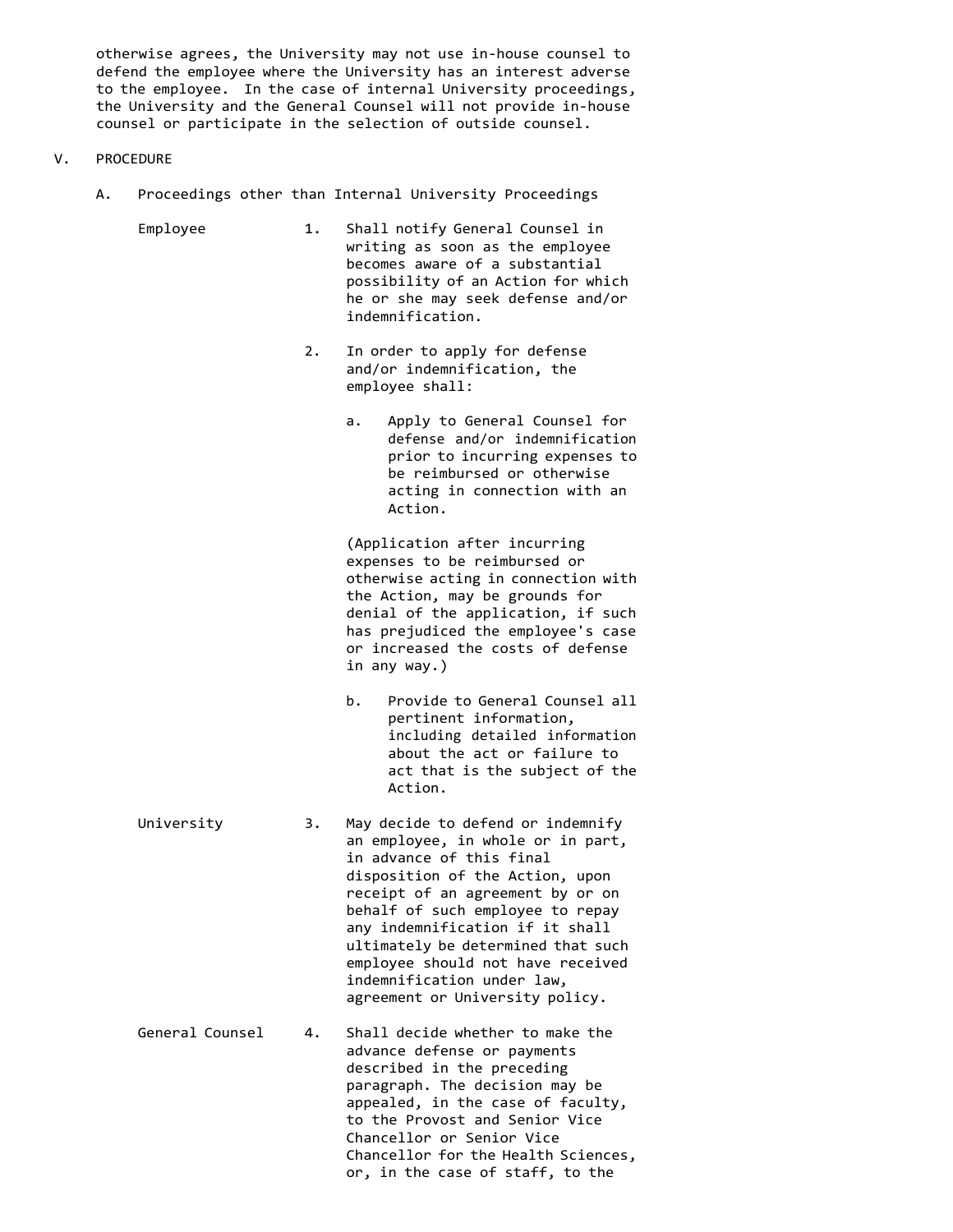otherwise agrees, the University may not use in-house counsel to defend the employee where the University has an interest adverse to the employee. In the case of internal University proceedings, the University and the General Counsel will not provide in-house counsel or participate in the selection of outside counsel.

## V. PROCEDURE

### A. Proceedings other than Internal University Proceedings

**Employee**

1. Shall notify General Counsel in writing as soon as the employee becomes aware of a substantial possibility of an Action for which he or she may seek defense and/or indemnification.

2. In order to apply for defense and/or indemnification, the employee shall:

   a. Apply to General Counsel for defense and/or indemnification prior to incurring expenses to be reimbursed or otherwise acting in connection with an Action.

   (Application after incurring expenses to be reimbursed or otherwise acting in connection with the Action, may be grounds for denial of the application, if such has prejudiced the employee's case or increased the costs of defense in any way.)

   b. Provide to General Counsel all pertinent information, including detailed information about the act or failure to act that is the subject of the Action.

**University**

3. May decide to defend or indemnify an employee, in whole or in part, in advance of this final disposition of the Action, upon receipt of an agreement by or on behalf of such employee to repay any indemnification if it shall ultimately be determined that such employee should not have received indemnification under law, agreement or University policy.

**General Counsel**

4. Shall decide whether to make the advance defense or payments described in the preceding paragraph. The decision may be appealed, in the case of faculty, to the Provost and Senior Vice Chancellor or Senior Vice Chancellor for the Health Sciences, or, in the case of staff, to the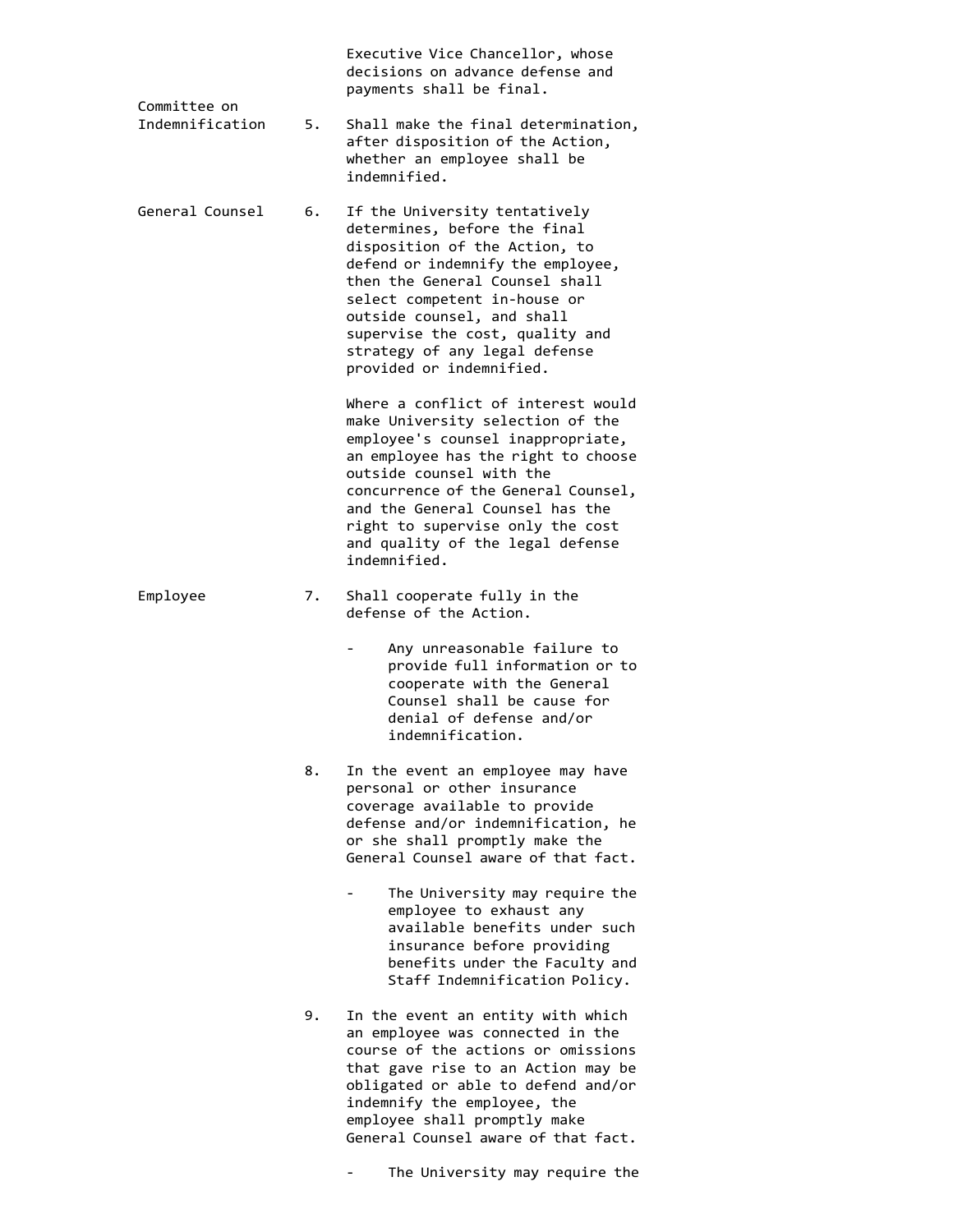| | | |
|---|---|---|
| | | Executive Vice Chancellor, whose decisions on advance defense and payments shall be final. |
| Committee on Indemnification | 5. | Shall make the final determination, after disposition of the Action, whether an employee shall be indemnified. |
| General Counsel | 6. | If the University tentatively determines, before the final disposition of the Action, to defend or indemnify the employee, then the General Counsel shall select competent in-house or outside counsel, and shall supervise the cost, quality and strategy of any legal defense provided or indemnified.<br><br>Where a conflict of interest would make University selection of the employee's counsel inappropriate, an employee has the right to choose outside counsel with the concurrence of the General Counsel, and the General Counsel has the right to supervise only the cost and quality of the legal defense indemnified. |
| Employee | 7. | Shall cooperate fully in the defense of the Action.<br><br>- Any unreasonable failure to provide full information or to cooperate with the General Counsel shall be cause for denial of defense and/or indemnification. |
| | 8. | In the event an employee may have personal or other insurance coverage available to provide defense and/or indemnification, he or she shall promptly make the General Counsel aware of that fact.<br><br>- The University may require the employee to exhaust any available benefits under such insurance before providing benefits under the Faculty and Staff Indemnification Policy. |
| | 9. | In the event an entity with which an employee was connected in the course of the actions or omissions that gave rise to an Action may be obligated or able to defend and/or indemnify the employee, the employee shall promptly make General Counsel aware of that fact.<br><br>- The University may require the |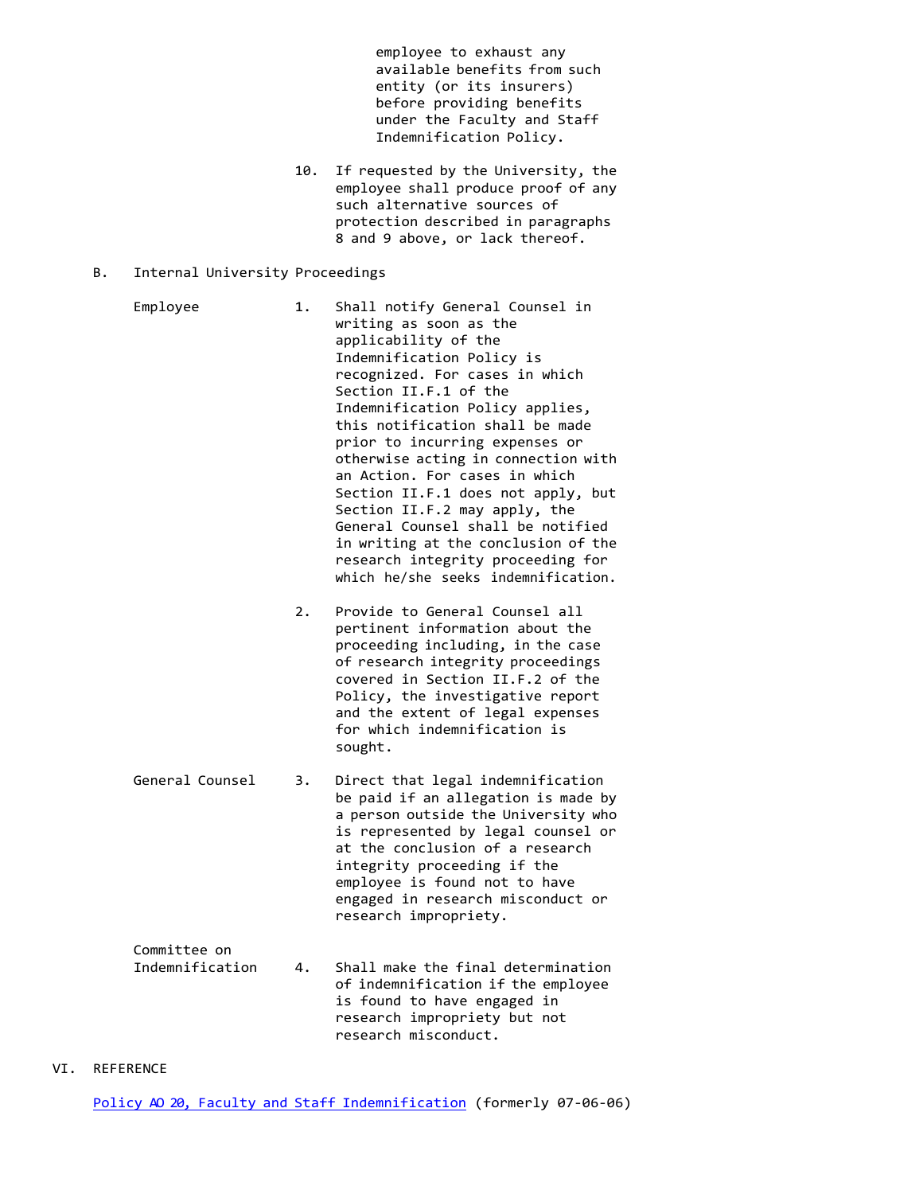employee to exhaust any available benefits from such entity (or its insurers) before providing benefits under the Faculty and Staff Indemnification Policy.

10. If requested by the University, the employee shall produce proof of any such alternative sources of protection described in paragraphs 8 and 9 above, or lack thereof.

B. Internal University Proceedings

| | | |
|---|---|---|
| Employee | 1. | Shall notify General Counsel in writing as soon as the applicability of the Indemnification Policy is recognized. For cases in which Section II.F.1 of the Indemnification Policy applies, this notification shall be made prior to incurring expenses or otherwise acting in connection with an Action. For cases in which Section II.F.1 does not apply, but Section II.F.2 may apply, the General Counsel shall be notified in writing at the conclusion of the research integrity proceeding for which he/she seeks indemnification. |
| | 2. | Provide to General Counsel all pertinent information about the proceeding including, in the case of research integrity proceedings covered in Section II.F.2 of the Policy, the investigative report and the extent of legal expenses for which indemnification is sought. |
| General Counsel | 3. | Direct that legal indemnification be paid if an allegation is made by a person outside the University who is represented by legal counsel or at the conclusion of a research integrity proceeding if the employee is found not to have engaged in research misconduct or research impropriety. |
| Committee on Indemnification | 4. | Shall make the final determination of indemnification if the employee is found to have engaged in research impropriety but not research misconduct. |

VI. REFERENCE

Policy AO 20, Faculty and Staff Indemnification (formerly 07-06-06)